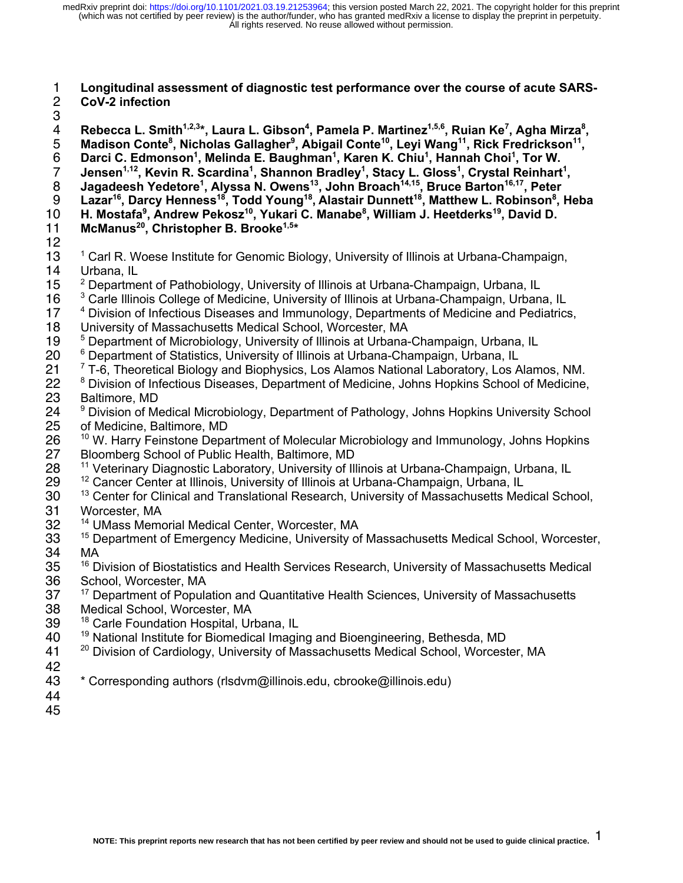# Longitudinal assessment of diagnostic test performance over the course of acute SARS-CoV-2 infection

**Rebecca L. Smith[1,2,3*], Laura L. Gibson[4], Pamela P. Martinez[1,5,6], Ruian Ke[7], Agha Mirza[8], Madison Conte[8], Nicholas Gallagher[9], Abigail Conte[10], Leyi Wang[11], Rick Fredrickson[11], Darci C. Edmonson[1], Melinda E. Baughman[1], Karen K. Chiu[1], Hannah Choi[1], Tor W. Jensen[1,12], Kevin R. Scardina[1], Shannon Bradley[1], Stacy L. Gloss[1], Crystal Reinhart[1], Jagadeesh Yedetore[1], Alyssa N. Owens[13], John Broach[14,15], Bruce Barton[16,17], Peter Lazar[16], Darcy Henness[18], Todd Young[18], Alastair Dunnett[18], Matthew L. Robinson[8], Heba H. Mostafa[9], Andrew Pekosz[10], Yukari C. Manabe[8], William J. Heetderks[19], David D. McManus[20], Christopher B. Brooke[1,5*]**

[1] Carl R. Woese Institute for Genomic Biology, University of Illinois at Urbana-Champaign, Urbana, IL
[2] Department of Pathobiology, University of Illinois at Urbana-Champaign, Urbana, IL
[3] Carle Illinois College of Medicine, University of Illinois at Urbana-Champaign, Urbana, IL
[4] Division of Infectious Diseases and Immunology, Departments of Medicine and Pediatrics, University of Massachusetts Medical School, Worcester, MA
[5] Department of Microbiology, University of Illinois at Urbana-Champaign, Urbana, IL
[6] Department of Statistics, University of Illinois at Urbana-Champaign, Urbana, IL
[7] T-6, Theoretical Biology and Biophysics, Los Alamos National Laboratory, Los Alamos, NM.
[8] Division of Infectious Diseases, Department of Medicine, Johns Hopkins School of Medicine, Baltimore, MD
[9] Division of Medical Microbiology, Department of Pathology, Johns Hopkins University School of Medicine, Baltimore, MD
[10] W. Harry Feinstone Department of Molecular Microbiology and Immunology, Johns Hopkins Bloomberg School of Public Health, Baltimore, MD
[11] Veterinary Diagnostic Laboratory, University of Illinois at Urbana-Champaign, Urbana, IL
[12] Cancer Center at Illinois, University of Illinois at Urbana-Champaign, Urbana, IL
[13] Center for Clinical and Translational Research, University of Massachusetts Medical School, Worcester, MA
[14] UMass Memorial Medical Center, Worcester, MA
[15] Department of Emergency Medicine, University of Massachusetts Medical School, Worcester, MA
[16] Division of Biostatistics and Health Services Research, University of Massachusetts Medical School, Worcester, MA
[17] Department of Population and Quantitative Health Sciences, University of Massachusetts Medical School, Worcester, MA
[18] Carle Foundation Hospital, Urbana, IL
[19] National Institute for Biomedical Imaging and Bioengineering, Bethesda, MD
[20] Division of Cardiology, University of Massachusetts Medical School, Worcester, MA

* Corresponding authors (rlsdvm@illinois.edu, cbrooke@illinois.edu)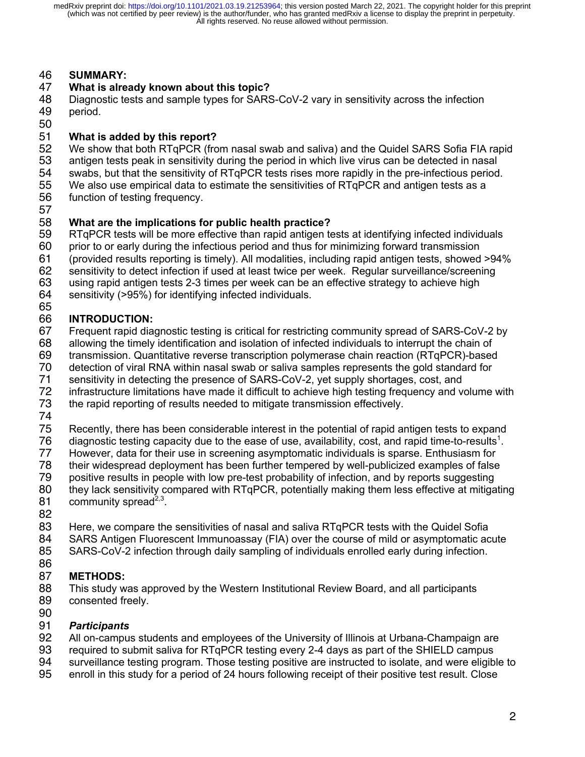## SUMMARY:

### What is already known about this topic?

Diagnostic tests and sample types for SARS-CoV-2 vary in sensitivity across the infection period.

### What is added by this report?

We show that both RTqPCR (from nasal swab and saliva) and the Quidel SARS Sofia FIA rapid antigen tests peak in sensitivity during the period in which live virus can be detected in nasal swabs, but that the sensitivity of RTqPCR tests rises more rapidly in the pre-infectious period. We also use empirical data to estimate the sensitivities of RTqPCR and antigen tests as a function of testing frequency.

### What are the implications for public health practice?

RTqPCR tests will be more effective than rapid antigen tests at identifying infected individuals prior to or early during the infectious period and thus for minimizing forward transmission (provided results reporting is timely). All modalities, including rapid antigen tests, showed >94% sensitivity to detect infection if used at least twice per week. Regular surveillance/screening using rapid antigen tests 2-3 times per week can be an effective strategy to achieve high sensitivity (>95%) for identifying infected individuals.

## INTRODUCTION:

Frequent rapid diagnostic testing is critical for restricting community spread of SARS-CoV-2 by allowing the timely identification and isolation of infected individuals to interrupt the chain of transmission. Quantitative reverse transcription polymerase chain reaction (RTqPCR)-based detection of viral RNA within nasal swab or saliva samples represents the gold standard for sensitivity in detecting the presence of SARS-CoV-2, yet supply shortages, cost, and infrastructure limitations have made it difficult to achieve high testing frequency and volume with the rapid reporting of results needed to mitigate transmission effectively.

Recently, there has been considerable interest in the potential of rapid antigen tests to expand diagnostic testing capacity due to the ease of use, availability, cost, and rapid time-to-results[1]. However, data for their use in screening asymptomatic individuals is sparse. Enthusiasm for their widespread deployment has been further tempered by well-publicized examples of false positive results in people with low pre-test probability of infection, and by reports suggesting they lack sensitivity compared with RTqPCR, potentially making them less effective at mitigating community spread[2,3].

Here, we compare the sensitivities of nasal and saliva RTqPCR tests with the Quidel Sofia SARS Antigen Fluorescent Immunoassay (FIA) over the course of mild or asymptomatic acute SARS-CoV-2 infection through daily sampling of individuals enrolled early during infection.

## METHODS:

This study was approved by the Western Institutional Review Board, and all participants consented freely.

### *Participants*

All on-campus students and employees of the University of Illinois at Urbana-Champaign are required to submit saliva for RTqPCR testing every 2-4 days as part of the SHIELD campus surveillance testing program. Those testing positive are instructed to isolate, and were eligible to enroll in this study for a period of 24 hours following receipt of their positive test result. Close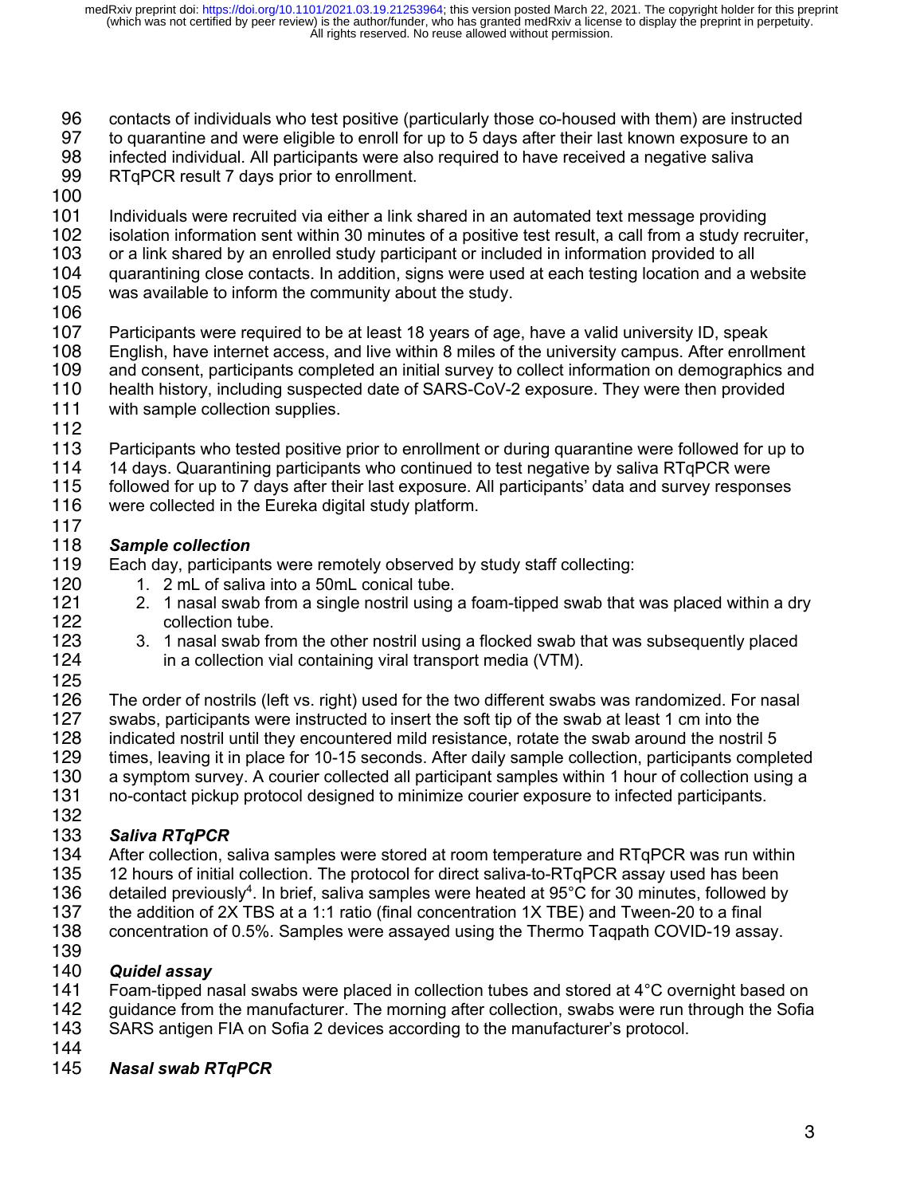contacts of individuals who test positive (particularly those co-housed with them) are instructed to quarantine and were eligible to enroll for up to 5 days after their last known exposure to an infected individual. All participants were also required to have received a negative saliva RTqPCR result 7 days prior to enrollment.

Individuals were recruited via either a link shared in an automated text message providing isolation information sent within 30 minutes of a positive test result, a call from a study recruiter, or a link shared by an enrolled study participant or included in information provided to all quarantining close contacts. In addition, signs were used at each testing location and a website was available to inform the community about the study.

Participants were required to be at least 18 years of age, have a valid university ID, speak English, have internet access, and live within 8 miles of the university campus. After enrollment and consent, participants completed an initial survey to collect information on demographics and health history, including suspected date of SARS-CoV-2 exposure. They were then provided with sample collection supplies.

Participants who tested positive prior to enrollment or during quarantine were followed for up to 14 days. Quarantining participants who continued to test negative by saliva RTqPCR were followed for up to 7 days after their last exposure. All participants' data and survey responses were collected in the Eureka digital study platform.

### *Sample collection*

Each day, participants were remotely observed by study staff collecting:

1. 2 mL of saliva into a 50mL conical tube.
2. 1 nasal swab from a single nostril using a foam-tipped swab that was placed within a dry collection tube.
3. 1 nasal swab from the other nostril using a flocked swab that was subsequently placed in a collection vial containing viral transport media (VTM).

The order of nostrils (left vs. right) used for the two different swabs was randomized. For nasal swabs, participants were instructed to insert the soft tip of the swab at least 1 cm into the indicated nostril until they encountered mild resistance, rotate the swab around the nostril 5 times, leaving it in place for 10-15 seconds. After daily sample collection, participants completed a symptom survey. A courier collected all participant samples within 1 hour of collection using a no-contact pickup protocol designed to minimize courier exposure to infected participants.

### *Saliva RTqPCR*

After collection, saliva samples were stored at room temperature and RTqPCR was run within 12 hours of initial collection. The protocol for direct saliva-to-RTqPCR assay used has been detailed previously[4]. In brief, saliva samples were heated at 95°C for 30 minutes, followed by the addition of 2X TBS at a 1:1 ratio (final concentration 1X TBE) and Tween-20 to a final concentration of 0.5%. Samples were assayed using the Thermo Taqpath COVID-19 assay.

### *Quidel assay*

Foam-tipped nasal swabs were placed in collection tubes and stored at 4°C overnight based on guidance from the manufacturer. The morning after collection, swabs were run through the Sofia SARS antigen FIA on Sofia 2 devices according to the manufacturer's protocol.

### *Nasal swab RTqPCR*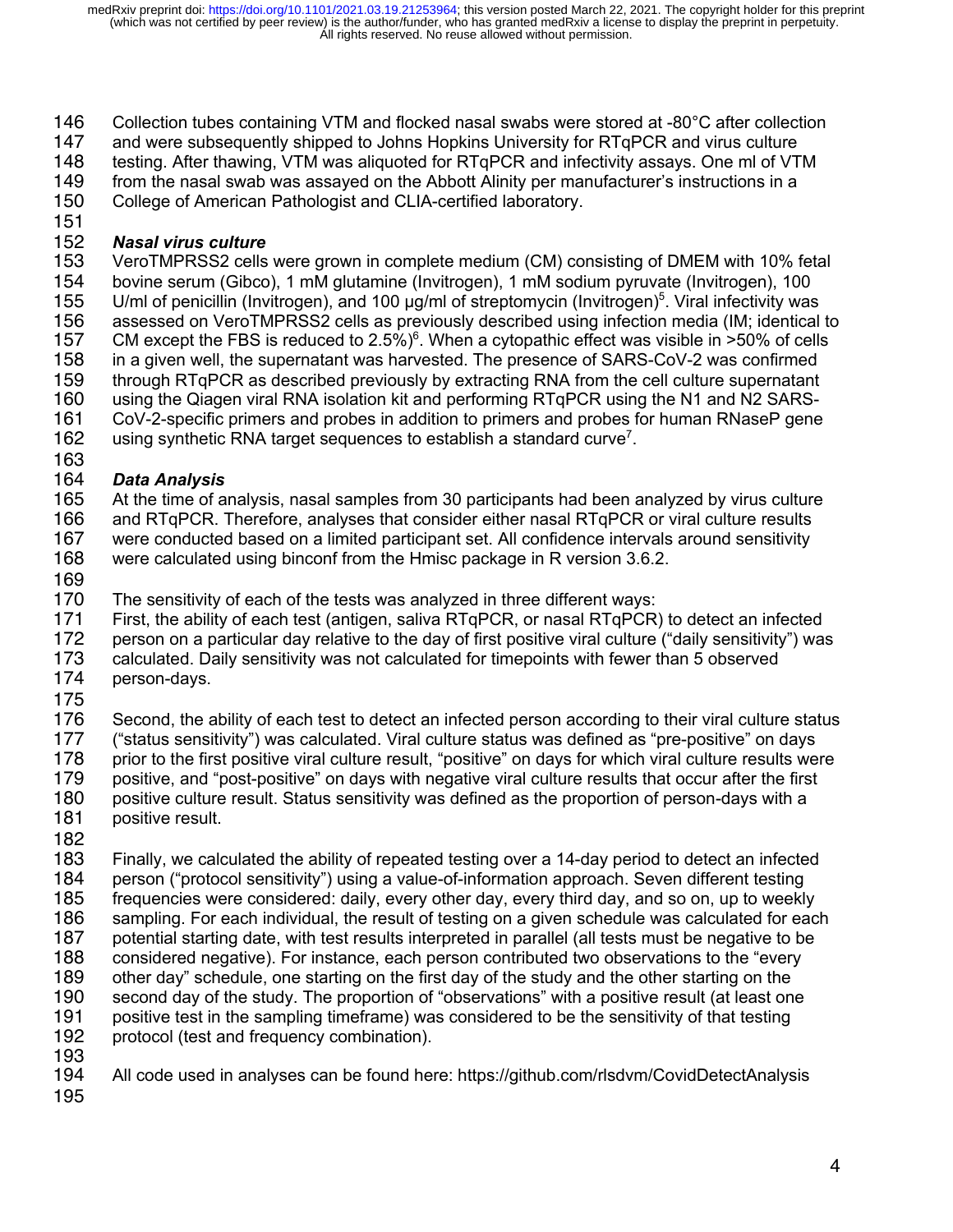Collection tubes containing VTM and flocked nasal swabs were stored at -80°C after collection and were subsequently shipped to Johns Hopkins University for RTqPCR and virus culture testing. After thawing, VTM was aliquoted for RTqPCR and infectivity assays. One ml of VTM from the nasal swab was assayed on the Abbott Alinity per manufacturer's instructions in a College of American Pathologist and CLIA-certified laboratory.

### *Nasal virus culture*

VeroTMPRSS2 cells were grown in complete medium (CM) consisting of DMEM with 10% fetal bovine serum (Gibco), 1 mM glutamine (Invitrogen), 1 mM sodium pyruvate (Invitrogen), 100 U/ml of penicillin (Invitrogen), and 100 µg/ml of streptomycin (Invitrogen)[5]. Viral infectivity was assessed on VeroTMPRSS2 cells as previously described using infection media (IM; identical to CM except the FBS is reduced to 2.5%)[6]. When a cytopathic effect was visible in >50% of cells in a given well, the supernatant was harvested. The presence of SARS-CoV-2 was confirmed through RTqPCR as described previously by extracting RNA from the cell culture supernatant using the Qiagen viral RNA isolation kit and performing RTqPCR using the N1 and N2 SARS-CoV-2-specific primers and probes in addition to primers and probes for human RNaseP gene using synthetic RNA target sequences to establish a standard curve[7].

### *Data Analysis*

At the time of analysis, nasal samples from 30 participants had been analyzed by virus culture and RTqPCR. Therefore, analyses that consider either nasal RTqPCR or viral culture results were conducted based on a limited participant set. All confidence intervals around sensitivity were calculated using binconf from the Hmisc package in R version 3.6.2.

The sensitivity of each of the tests was analyzed in three different ways:
First, the ability of each test (antigen, saliva RTqPCR, or nasal RTqPCR) to detect an infected person on a particular day relative to the day of first positive viral culture ("daily sensitivity") was calculated. Daily sensitivity was not calculated for timepoints with fewer than 5 observed person-days.

Second, the ability of each test to detect an infected person according to their viral culture status ("status sensitivity") was calculated. Viral culture status was defined as "pre-positive" on days prior to the first positive viral culture result, "positive" on days for which viral culture results were positive, and "post-positive" on days with negative viral culture results that occur after the first positive culture result. Status sensitivity was defined as the proportion of person-days with a positive result.

Finally, we calculated the ability of repeated testing over a 14-day period to detect an infected person ("protocol sensitivity") using a value-of-information approach. Seven different testing frequencies were considered: daily, every other day, every third day, and so on, up to weekly sampling. For each individual, the result of testing on a given schedule was calculated for each potential starting date, with test results interpreted in parallel (all tests must be negative to be considered negative). For instance, each person contributed two observations to the "every other day" schedule, one starting on the first day of the study and the other starting on the second day of the study. The proportion of "observations" with a positive result (at least one positive test in the sampling timeframe) was considered to be the sensitivity of that testing protocol (test and frequency combination).

All code used in analyses can be found here: https://github.com/rlsdvm/CovidDetectAnalysis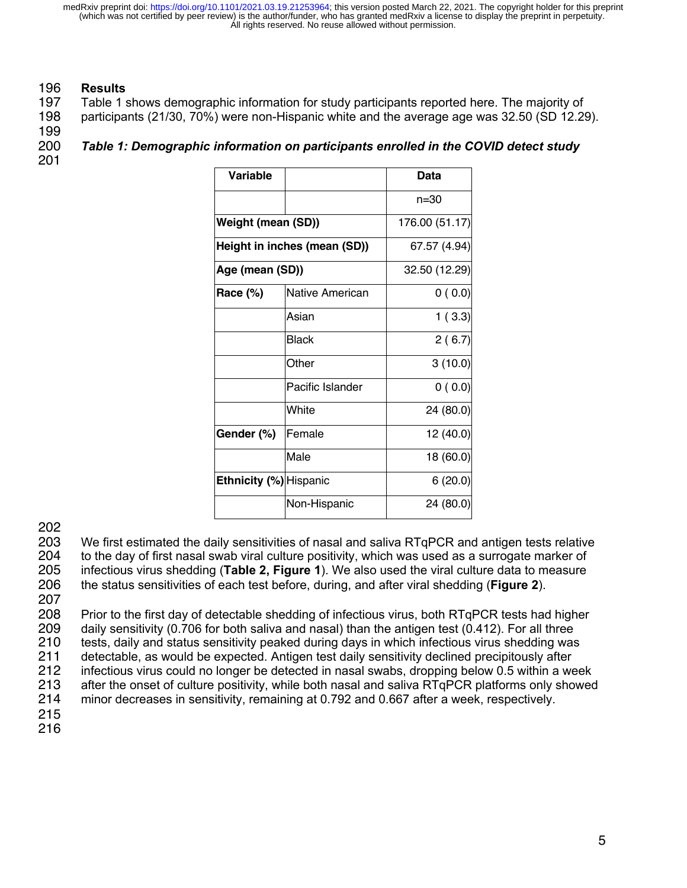## Results

Table 1 shows demographic information for study participants reported here. The majority of participants (21/30, 70%) were non-Hispanic white and the average age was 32.50 (SD 12.29).

***Table 1: Demographic information on participants enrolled in the COVID detect study***

| Variable | | Data |
|---|---|---|
| | | n=30 |
| **Weight (mean (SD))** | | 176.00 (51.17) |
| **Height in inches (mean (SD))** | | 67.57 (4.94) |
| **Age (mean (SD))** | | 32.50 (12.29) |
| **Race (%)** | Native American | 0 ( 0.0) |
| | Asian | 1 ( 3.3) |
| | Black | 2 ( 6.7) |
| | Other | 3 (10.0) |
| | Pacific Islander | 0 ( 0.0) |
| | White | 24 (80.0) |
| **Gender (%)** | Female | 12 (40.0) |
| | Male | 18 (60.0) |
| **Ethnicity (%)** | Hispanic | 6 (20.0) |
| | Non-Hispanic | 24 (80.0) |

We first estimated the daily sensitivities of nasal and saliva RTqPCR and antigen tests relative to the day of first nasal swab viral culture positivity, which was used as a surrogate marker of infectious virus shedding (**Table 2, Figure 1**). We also used the viral culture data to measure the status sensitivities of each test before, during, and after viral shedding (**Figure 2**).

Prior to the first day of detectable shedding of infectious virus, both RTqPCR tests had higher daily sensitivity (0.706 for both saliva and nasal) than the antigen test (0.412). For all three tests, daily and status sensitivity peaked during days in which infectious virus shedding was detectable, as would be expected. Antigen test daily sensitivity declined precipitously after infectious virus could no longer be detected in nasal swabs, dropping below 0.5 within a week after the onset of culture positivity, while both nasal and saliva RTqPCR platforms only showed minor decreases in sensitivity, remaining at 0.792 and 0.667 after a week, respectively.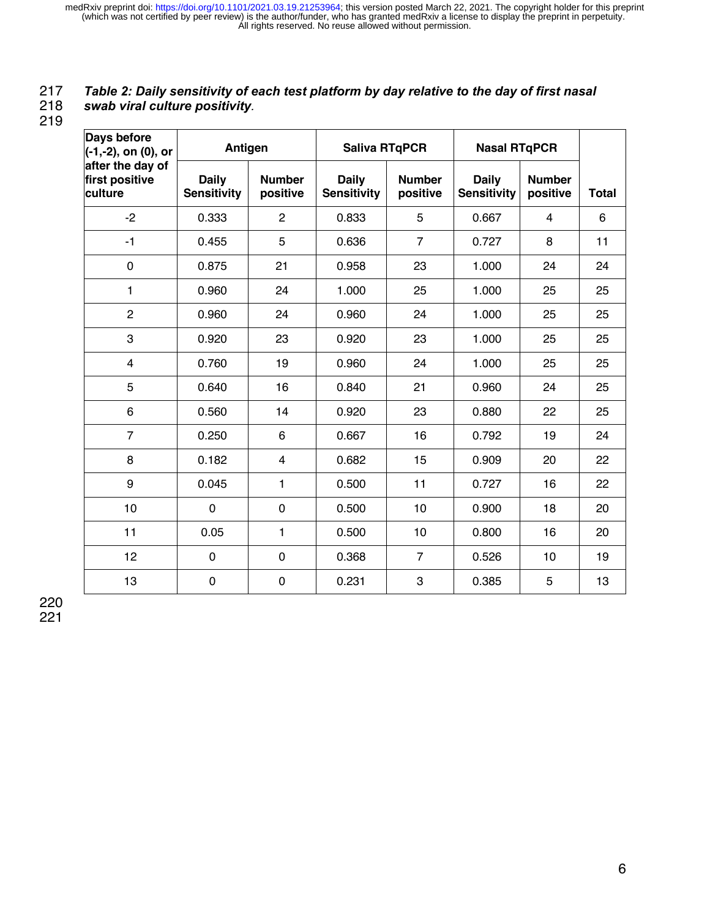***Table 2: Daily sensitivity of each test platform by day relative to the day of first nasal swab viral culture positivity*.**

| Days before (-1,-2), on (0), or after the day of first positive culture | Antigen | | Saliva RTqPCR | | Nasal RTqPCR | | Total |
|---|---|---|---|---|---|---|---|
| | Daily Sensitivity | Number positive | Daily Sensitivity | Number positive | Daily Sensitivity | Number positive | |
| -2 | 0.333 | 2 | 0.833 | 5 | 0.667 | 4 | 6 |
| -1 | 0.455 | 5 | 0.636 | 7 | 0.727 | 8 | 11 |
| 0 | 0.875 | 21 | 0.958 | 23 | 1.000 | 24 | 24 |
| 1 | 0.960 | 24 | 1.000 | 25 | 1.000 | 25 | 25 |
| 2 | 0.960 | 24 | 0.960 | 24 | 1.000 | 25 | 25 |
| 3 | 0.920 | 23 | 0.920 | 23 | 1.000 | 25 | 25 |
| 4 | 0.760 | 19 | 0.960 | 24 | 1.000 | 25 | 25 |
| 5 | 0.640 | 16 | 0.840 | 21 | 0.960 | 24 | 25 |
| 6 | 0.560 | 14 | 0.920 | 23 | 0.880 | 22 | 25 |
| 7 | 0.250 | 6 | 0.667 | 16 | 0.792 | 19 | 24 |
| 8 | 0.182 | 4 | 0.682 | 15 | 0.909 | 20 | 22 |
| 9 | 0.045 | 1 | 0.500 | 11 | 0.727 | 16 | 22 |
| 10 | 0 | 0 | 0.500 | 10 | 0.900 | 18 | 20 |
| 11 | 0.05 | 1 | 0.500 | 10 | 0.800 | 16 | 20 |
| 12 | 0 | 0 | 0.368 | 7 | 0.526 | 10 | 19 |
| 13 | 0 | 0 | 0.231 | 3 | 0.385 | 5 | 13 |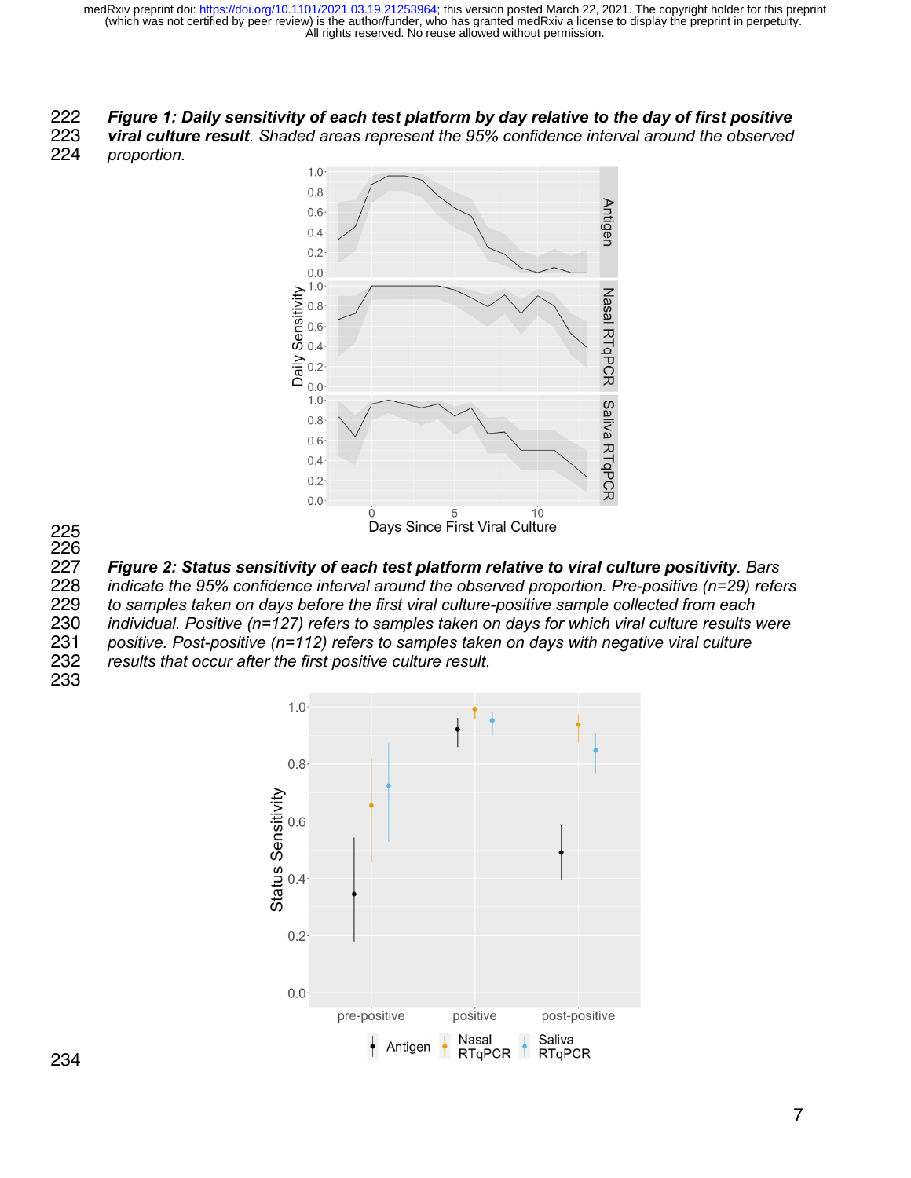***Figure 1: Daily sensitivity of each test platform by day relative to the day of first positive viral culture result**. Shaded areas represent the 95% confidence interval around the observed proportion.*

***Figure 2: Status sensitivity of each test platform relative to viral culture positivity**. Bars indicate the 95% confidence interval around the observed proportion. Pre-positive (n=29) refers to samples taken on days before the first viral culture-positive sample collected from each individual. Positive (n=127) refers to samples taken on days for which viral culture results were positive. Post-positive (n=112) refers to samples taken on days with negative viral culture results that occur after the first positive culture result.*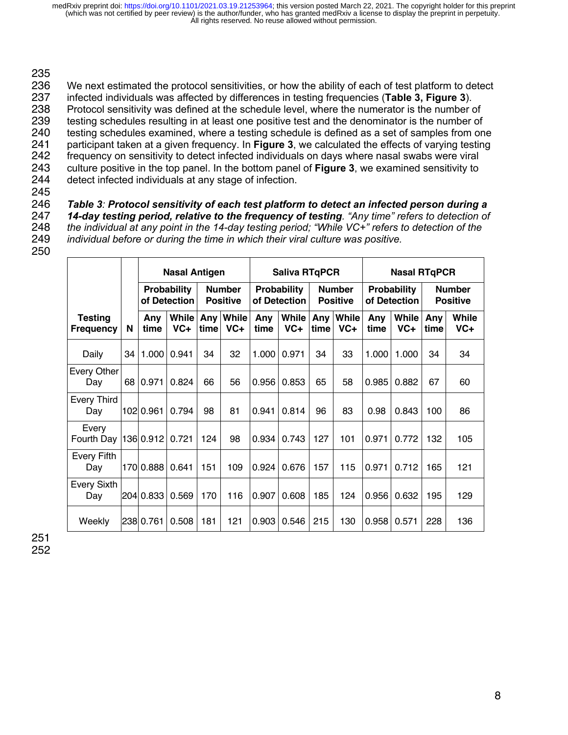We next estimated the protocol sensitivities, or how the ability of each of test platform to detect infected individuals was affected by differences in testing frequencies (**Table 3, Figure 3**). Protocol sensitivity was defined at the schedule level, where the numerator is the number of testing schedules resulting in at least one positive test and the denominator is the number of testing schedules examined, where a testing schedule is defined as a set of samples from one participant taken at a given frequency. In **Figure 3**, we calculated the effects of varying testing frequency on sensitivity to detect infected individuals on days where nasal swabs were viral culture positive in the top panel. In the bottom panel of **Figure 3**, we examined sensitivity to detect infected individuals at any stage of infection.

***Table 3**: **Protocol sensitivity of each test platform to detect an infected person during a 14-day testing period, relative to the frequency of testing**. "Any time" refers to detection of the individual at any point in the 14-day testing period; "While VC+" refers to detection of the individual before or during the time in which their viral culture was positive.*

| | | Nasal Antigen | | | | Saliva RTqPCR | | | | Nasal RTqPCR | | | |
|---|---|---|---|---|---|---|---|---|---|---|---|---|---|
| | | Probability of Detection | | Number Positive | | Probability of Detection | | Number Positive | | Probability of Detection | | Number Positive | |
| Testing Frequency | N | Any time | While VC+ | Any time | While VC+ | Any time | While VC+ | Any time | While VC+ | Any time | While VC+ | Any time | While VC+ |
| Daily | 34 | 1.000 | 0.941 | 34 | 32 | 1.000 | 0.971 | 34 | 33 | 1.000 | 1.000 | 34 | 34 |
| Every Other Day | 68 | 0.971 | 0.824 | 66 | 56 | 0.956 | 0.853 | 65 | 58 | 0.985 | 0.882 | 67 | 60 |
| Every Third Day | 102 | 0.961 | 0.794 | 98 | 81 | 0.941 | 0.814 | 96 | 83 | 0.98 | 0.843 | 100 | 86 |
| Every Fourth Day | 136 | 0.912 | 0.721 | 124 | 98 | 0.934 | 0.743 | 127 | 101 | 0.971 | 0.772 | 132 | 105 |
| Every Fifth Day | 170 | 0.888 | 0.641 | 151 | 109 | 0.924 | 0.676 | 157 | 115 | 0.971 | 0.712 | 165 | 121 |
| Every Sixth Day | 204 | 0.833 | 0.569 | 170 | 116 | 0.907 | 0.608 | 185 | 124 | 0.956 | 0.632 | 195 | 129 |
| Weekly | 238 | 0.761 | 0.508 | 181 | 121 | 0.903 | 0.546 | 215 | 130 | 0.958 | 0.571 | 228 | 136 |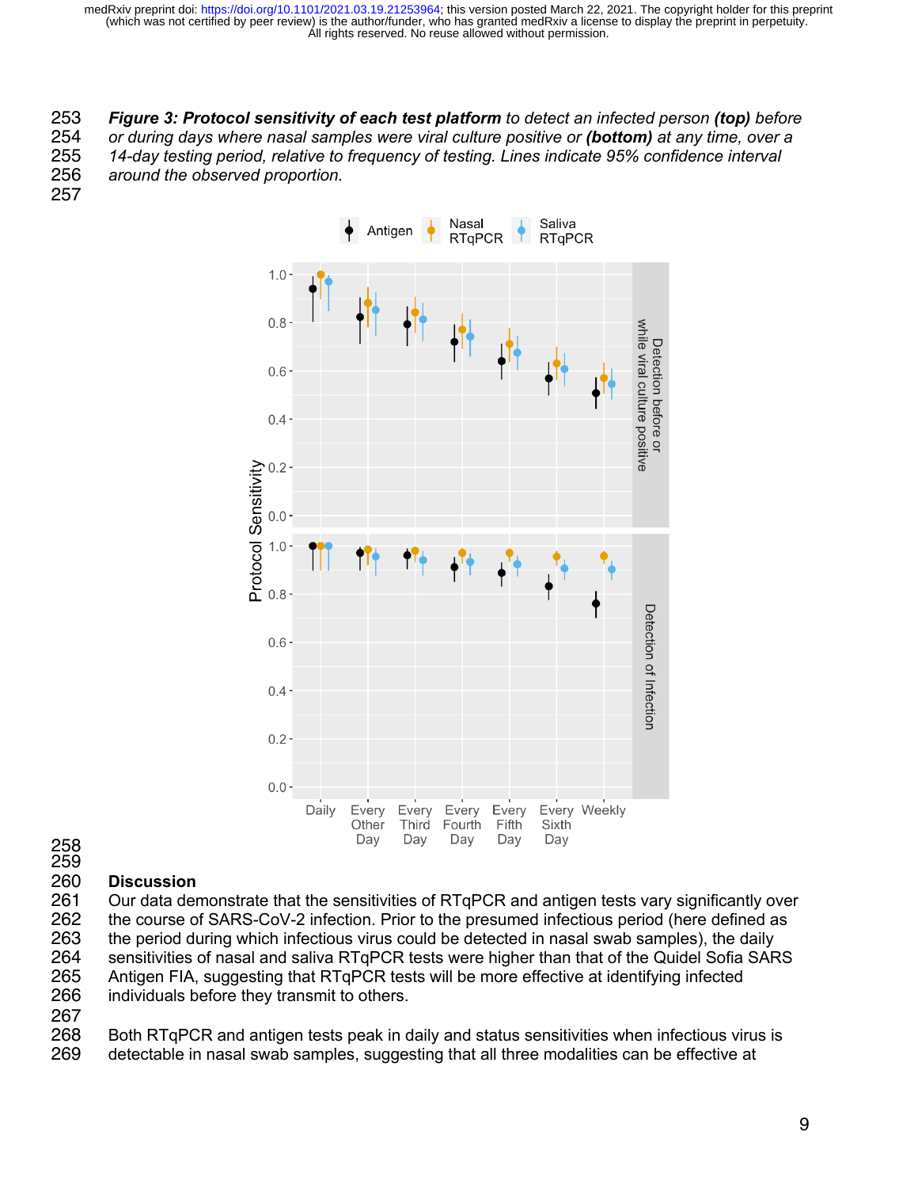***Figure 3: Protocol sensitivity of each test platform** to detect an infected person **(top)** before or during days where nasal samples were viral culture positive or **(bottom)** at any time, over a 14-day testing period, relative to frequency of testing. Lines indicate 95% confidence interval around the observed proportion.*

## Discussion

Our data demonstrate that the sensitivities of RTqPCR and antigen tests vary significantly over the course of SARS-CoV-2 infection. Prior to the presumed infectious period (here defined as the period during which infectious virus could be detected in nasal swab samples), the daily sensitivities of nasal and saliva RTqPCR tests were higher than that of the Quidel Sofia SARS Antigen FIA, suggesting that RTqPCR tests will be more effective at identifying infected individuals before they transmit to others.

Both RTqPCR and antigen tests peak in daily and status sensitivities when infectious virus is detectable in nasal swab samples, suggesting that all three modalities can be effective at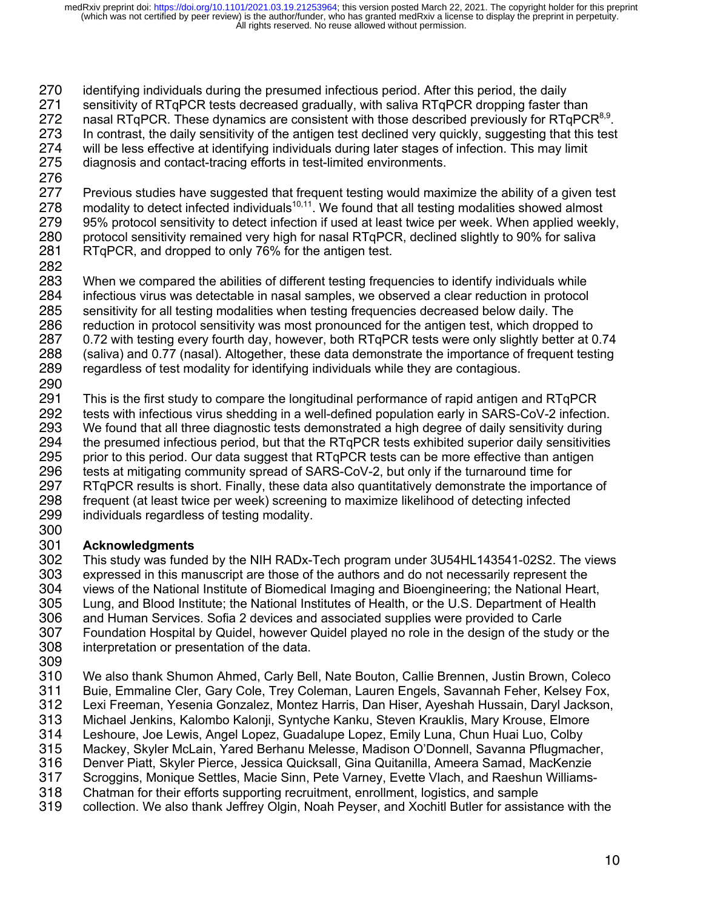identifying individuals during the presumed infectious period. After this period, the daily sensitivity of RTqPCR tests decreased gradually, with saliva RTqPCR dropping faster than nasal RTqPCR. These dynamics are consistent with those described previously for RTqPCR[8,9]. In contrast, the daily sensitivity of the antigen test declined very quickly, suggesting that this test will be less effective at identifying individuals during later stages of infection. This may limit diagnosis and contact-tracing efforts in test-limited environments.

Previous studies have suggested that frequent testing would maximize the ability of a given test modality to detect infected individuals[10,11]. We found that all testing modalities showed almost 95% protocol sensitivity to detect infection if used at least twice per week. When applied weekly, protocol sensitivity remained very high for nasal RTqPCR, declined slightly to 90% for saliva RTqPCR, and dropped to only 76% for the antigen test.

When we compared the abilities of different testing frequencies to identify individuals while infectious virus was detectable in nasal samples, we observed a clear reduction in protocol sensitivity for all testing modalities when testing frequencies decreased below daily. The reduction in protocol sensitivity was most pronounced for the antigen test, which dropped to 0.72 with testing every fourth day, however, both RTqPCR tests were only slightly better at 0.74 (saliva) and 0.77 (nasal). Altogether, these data demonstrate the importance of frequent testing regardless of test modality for identifying individuals while they are contagious.

This is the first study to compare the longitudinal performance of rapid antigen and RTqPCR tests with infectious virus shedding in a well-defined population early in SARS-CoV-2 infection. We found that all three diagnostic tests demonstrated a high degree of daily sensitivity during the presumed infectious period, but that the RTqPCR tests exhibited superior daily sensitivities prior to this period. Our data suggest that RTqPCR tests can be more effective than antigen tests at mitigating community spread of SARS-CoV-2, but only if the turnaround time for RTqPCR results is short. Finally, these data also quantitatively demonstrate the importance of frequent (at least twice per week) screening to maximize likelihood of detecting infected individuals regardless of testing modality.

## Acknowledgments

This study was funded by the NIH RADx-Tech program under 3U54HL143541-02S2. The views expressed in this manuscript are those of the authors and do not necessarily represent the views of the National Institute of Biomedical Imaging and Bioengineering; the National Heart, Lung, and Blood Institute; the National Institutes of Health, or the U.S. Department of Health and Human Services. Sofia 2 devices and associated supplies were provided to Carle Foundation Hospital by Quidel, however Quidel played no role in the design of the study or the interpretation or presentation of the data.

We also thank Shumon Ahmed, Carly Bell, Nate Bouton, Callie Brennen, Justin Brown, Coleco Buie, Emmaline Cler, Gary Cole, Trey Coleman, Lauren Engels, Savannah Feher, Kelsey Fox, Lexi Freeman, Yesenia Gonzalez, Montez Harris, Dan Hiser, Ayeshah Hussain, Daryl Jackson, Michael Jenkins, Kalombo Kalonji, Syntyche Kanku, Steven Krauklis, Mary Krouse, Elmore Leshoure, Joe Lewis, Angel Lopez, Guadalupe Lopez, Emily Luna, Chun Huai Luo, Colby Mackey, Skyler McLain, Yared Berhanu Melesse, Madison O'Donnell, Savanna Pflugmacher, Denver Piatt, Skyler Pierce, Jessica Quicksall, Gina Quitanilla, Ameera Samad, MacKenzie Scroggins, Monique Settles, Macie Sinn, Pete Varney, Evette Vlach, and Raeshun Williams-Chatman for their efforts supporting recruitment, enrollment, logistics, and sample collection. We also thank Jeffrey Olgin, Noah Peyser, and Xochitl Butler for assistance with the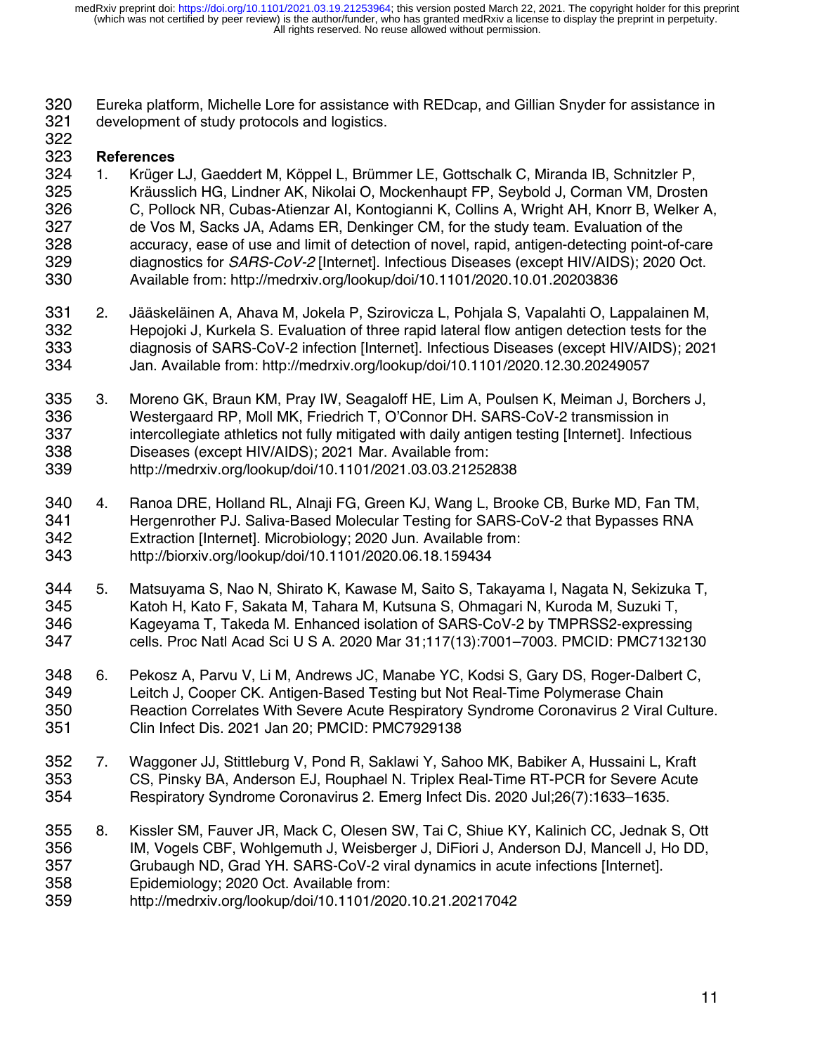Eureka platform, Michelle Lore for assistance with REDcap, and Gillian Snyder for assistance in development of study protocols and logistics.

## References

1. Krüger LJ, Gaeddert M, Köppel L, Brümmer LE, Gottschalk C, Miranda IB, Schnitzler P, Kräusslich HG, Lindner AK, Nikolai O, Mockenhaupt FP, Seybold J, Corman VM, Drosten C, Pollock NR, Cubas-Atienzar AI, Kontogianni K, Collins A, Wright AH, Knorr B, Welker A, de Vos M, Sacks JA, Adams ER, Denkinger CM, for the study team. Evaluation of the accuracy, ease of use and limit of detection of novel, rapid, antigen-detecting point-of-care diagnostics for *SARS-CoV-2* [Internet]. Infectious Diseases (except HIV/AIDS); 2020 Oct. Available from: http://medrxiv.org/lookup/doi/10.1101/2020.10.01.20203836

2. Jääskeläinen A, Ahava M, Jokela P, Szirovicza L, Pohjala S, Vapalahti O, Lappalainen M, Hepojoki J, Kurkela S. Evaluation of three rapid lateral flow antigen detection tests for the diagnosis of SARS-CoV-2 infection [Internet]. Infectious Diseases (except HIV/AIDS); 2021 Jan. Available from: http://medrxiv.org/lookup/doi/10.1101/2020.12.30.20249057

3. Moreno GK, Braun KM, Pray IW, Seagaloff HE, Lim A, Poulsen K, Meiman J, Borchers J, Westergaard RP, Moll MK, Friedrich T, O'Connor DH. SARS-CoV-2 transmission in intercollegiate athletics not fully mitigated with daily antigen testing [Internet]. Infectious Diseases (except HIV/AIDS); 2021 Mar. Available from: http://medrxiv.org/lookup/doi/10.1101/2021.03.03.21252838

4. Ranoa DRE, Holland RL, Alnaji FG, Green KJ, Wang L, Brooke CB, Burke MD, Fan TM, Hergenrother PJ. Saliva-Based Molecular Testing for SARS-CoV-2 that Bypasses RNA Extraction [Internet]. Microbiology; 2020 Jun. Available from: http://biorxiv.org/lookup/doi/10.1101/2020.06.18.159434

5. Matsuyama S, Nao N, Shirato K, Kawase M, Saito S, Takayama I, Nagata N, Sekizuka T, Katoh H, Kato F, Sakata M, Tahara M, Kutsuna S, Ohmagari N, Kuroda M, Suzuki T, Kageyama T, Takeda M. Enhanced isolation of SARS-CoV-2 by TMPRSS2-expressing cells. Proc Natl Acad Sci U S A. 2020 Mar 31;117(13):7001–7003. PMCID: PMC7132130

6. Pekosz A, Parvu V, Li M, Andrews JC, Manabe YC, Kodsi S, Gary DS, Roger-Dalbert C, Leitch J, Cooper CK. Antigen-Based Testing but Not Real-Time Polymerase Chain Reaction Correlates With Severe Acute Respiratory Syndrome Coronavirus 2 Viral Culture. Clin Infect Dis. 2021 Jan 20; PMCID: PMC7929138

7. Waggoner JJ, Stittleburg V, Pond R, Saklawi Y, Sahoo MK, Babiker A, Hussaini L, Kraft CS, Pinsky BA, Anderson EJ, Rouphael N. Triplex Real-Time RT-PCR for Severe Acute Respiratory Syndrome Coronavirus 2. Emerg Infect Dis. 2020 Jul;26(7):1633–1635.

8. Kissler SM, Fauver JR, Mack C, Olesen SW, Tai C, Shiue KY, Kalinich CC, Jednak S, Ott IM, Vogels CBF, Wohlgemuth J, Weisberger J, DiFiori J, Anderson DJ, Mancell J, Ho DD, Grubaugh ND, Grad YH. SARS-CoV-2 viral dynamics in acute infections [Internet]. Epidemiology; 2020 Oct. Available from: http://medrxiv.org/lookup/doi/10.1101/2020.10.21.20217042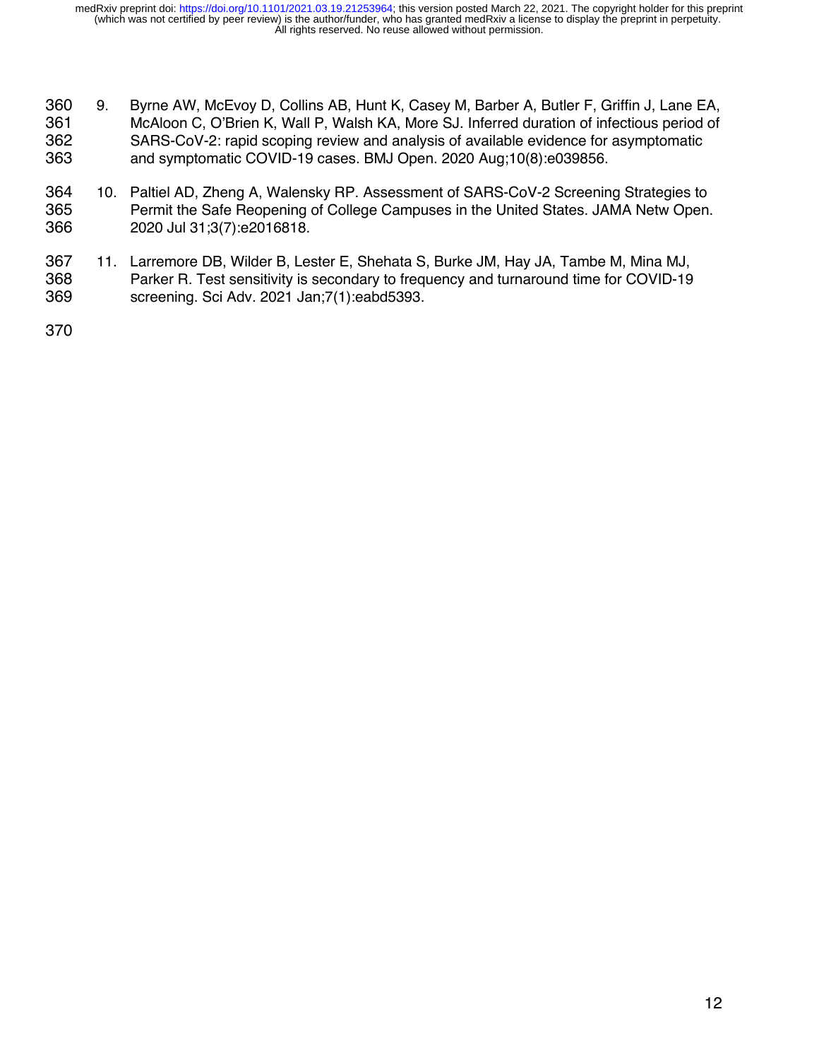9. Byrne AW, McEvoy D, Collins AB, Hunt K, Casey M, Barber A, Butler F, Griffin J, Lane EA, McAloon C, O'Brien K, Wall P, Walsh KA, More SJ. Inferred duration of infectious period of SARS-CoV-2: rapid scoping review and analysis of available evidence for asymptomatic and symptomatic COVID-19 cases. BMJ Open. 2020 Aug;10(8):e039856.

10. Paltiel AD, Zheng A, Walensky RP. Assessment of SARS-CoV-2 Screening Strategies to Permit the Safe Reopening of College Campuses in the United States. JAMA Netw Open. 2020 Jul 31;3(7):e2016818.

11. Larremore DB, Wilder B, Lester E, Shehata S, Burke JM, Hay JA, Tambe M, Mina MJ, Parker R. Test sensitivity is secondary to frequency and turnaround time for COVID-19 screening. Sci Adv. 2021 Jan;7(1):eabd5393.